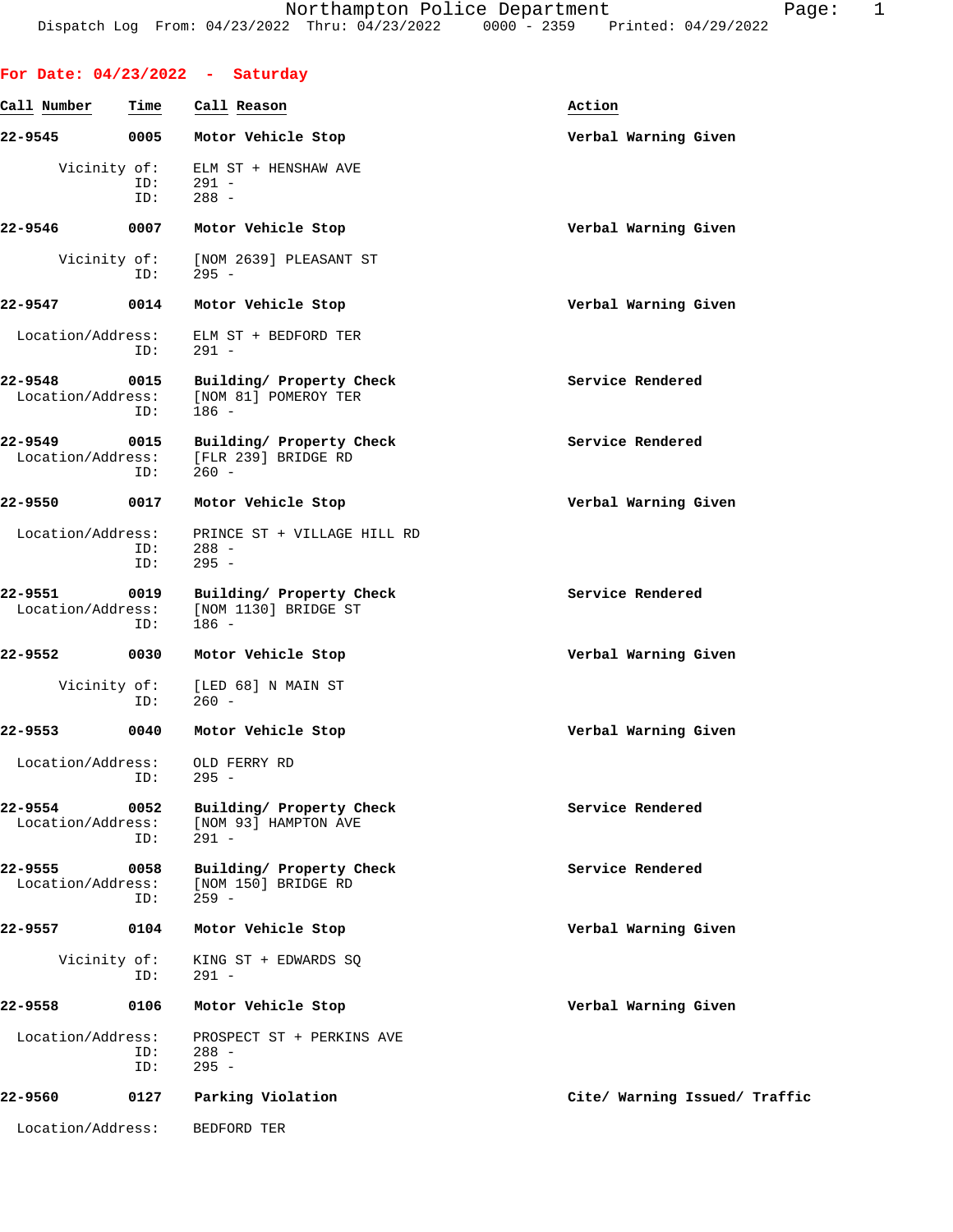Northampton Police Department
Dispatch Log From: 04/23/2022 Thru: 04/23/2022 0000 - 2359 Printed: 04/29/2022

## For Date: 04/23/2022 - Saturday

| Call Number | Time | Call Reason | Action |
|---|---|---|---|
| 22-9545 | 0005 | Motor Vehicle Stop | Verbal Warning Given |
| | | Vicinity of: ELM ST + HENSHAW AVE<br>ID: 291 -<br>ID: 288 - | |
| 22-9546 | 0007 | Motor Vehicle Stop | Verbal Warning Given |
| | | Vicinity of: [NOM 2639] PLEASANT ST<br>ID: 295 - | |
| 22-9547 | 0014 | Motor Vehicle Stop | Verbal Warning Given |
| | | Location/Address: ELM ST + BEDFORD TER<br>ID: 291 - | |
| 22-9548 | 0015 | Building/ Property Check | Service Rendered |
| | | Location/Address: [NOM 81] POMEROY TER<br>ID: 186 - | |
| 22-9549 | 0015 | Building/ Property Check | Service Rendered |
| | | Location/Address: [FLR 239] BRIDGE RD<br>ID: 260 - | |
| 22-9550 | 0017 | Motor Vehicle Stop | Verbal Warning Given |
| | | Location/Address: PRINCE ST + VILLAGE HILL RD<br>ID: 288 -<br>ID: 295 - | |
| 22-9551 | 0019 | Building/ Property Check | Service Rendered |
| | | Location/Address: [NOM 1130] BRIDGE ST<br>ID: 186 - | |
| 22-9552 | 0030 | Motor Vehicle Stop | Verbal Warning Given |
| | | Vicinity of: [LED 68] N MAIN ST<br>ID: 260 - | |
| 22-9553 | 0040 | Motor Vehicle Stop | Verbal Warning Given |
| | | Location/Address: OLD FERRY RD<br>ID: 295 - | |
| 22-9554 | 0052 | Building/ Property Check | Service Rendered |
| | | Location/Address: [NOM 93] HAMPTON AVE<br>ID: 291 - | |
| 22-9555 | 0058 | Building/ Property Check | Service Rendered |
| | | Location/Address: [NOM 150] BRIDGE RD<br>ID: 259 - | |
| 22-9557 | 0104 | Motor Vehicle Stop | Verbal Warning Given |
| | | Vicinity of: KING ST + EDWARDS SQ<br>ID: 291 - | |
| 22-9558 | 0106 | Motor Vehicle Stop | Verbal Warning Given |
| | | Location/Address: PROSPECT ST + PERKINS AVE<br>ID: 288 -<br>ID: 295 - | |
| 22-9560 | 0127 | Parking Violation | Cite/ Warning Issued/ Traffic |
| | | Location/Address: BEDFORD TER | |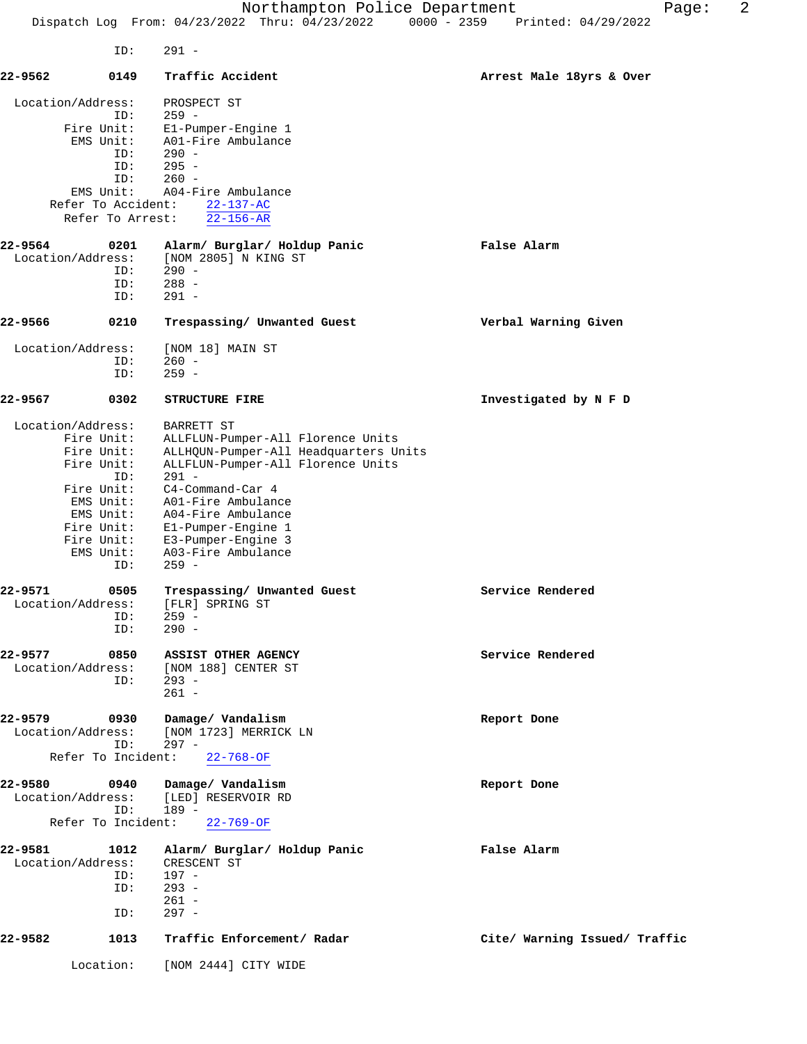ID: 291 -

**22-9562** **0149** **Traffic Accident** **Arrest Male 18yrs & Over**

Location/Address: PROSPECT ST
ID: 259 -
Fire Unit: E1-Pumper-Engine 1
EMS Unit: A01-Fire Ambulance
ID: 290 -
ID: 295 -
ID: 260 -
EMS Unit: A04-Fire Ambulance
Refer To Accident: 22-137-AC
Refer To Arrest: 22-156-AR

**22-9564** **0201** **Alarm/ Burglar/ Holdup Panic** **False Alarm**
Location/Address: [NOM 2805] N KING ST
ID: 290 -
ID: 288 -
ID: 291 -

**22-9566** **0210** **Trespassing/ Unwanted Guest** **Verbal Warning Given**

Location/Address: [NOM 18] MAIN ST
ID: 260 -
ID: 259 -

**22-9567** **0302** **STRUCTURE FIRE** **Investigated by N F D**

Location/Address: BARRETT ST
Fire Unit: ALLFLUN-Pumper-All Florence Units
Fire Unit: ALLHQUN-Pumper-All Headquarters Units
Fire Unit: ALLFLUN-Pumper-All Florence Units
ID: 291 -
Fire Unit: C4-Command-Car 4
EMS Unit: A01-Fire Ambulance
EMS Unit: A04-Fire Ambulance
Fire Unit: E1-Pumper-Engine 1
Fire Unit: E3-Pumper-Engine 3
EMS Unit: A03-Fire Ambulance
ID: 259 -

**22-9571** **0505** **Trespassing/ Unwanted Guest** **Service Rendered**
Location/Address: [FLR] SPRING ST
ID: 259 -
ID: 290 -

**22-9577** **0850** **ASSIST OTHER AGENCY** **Service Rendered**
Location/Address: [NOM 188] CENTER ST
ID: 293 -
261 -

**22-9579** **0930** **Damage/ Vandalism** **Report Done**
Location/Address: [NOM 1723] MERRICK LN
ID: 297 -
Refer To Incident: 22-768-OF

**22-9580** **0940** **Damage/ Vandalism** **Report Done**
Location/Address: [LED] RESERVOIR RD
ID: 189 -
Refer To Incident: 22-769-OF

**22-9581** **1012** **Alarm/ Burglar/ Holdup Panic** **False Alarm**
Location/Address: CRESCENT ST
ID: 197 -
ID: 293 -
261 -
ID: 297 -

**22-9582** **1013** **Traffic Enforcement/ Radar** **Cite/ Warning Issued/ Traffic**

Location: [NOM 2444] CITY WIDE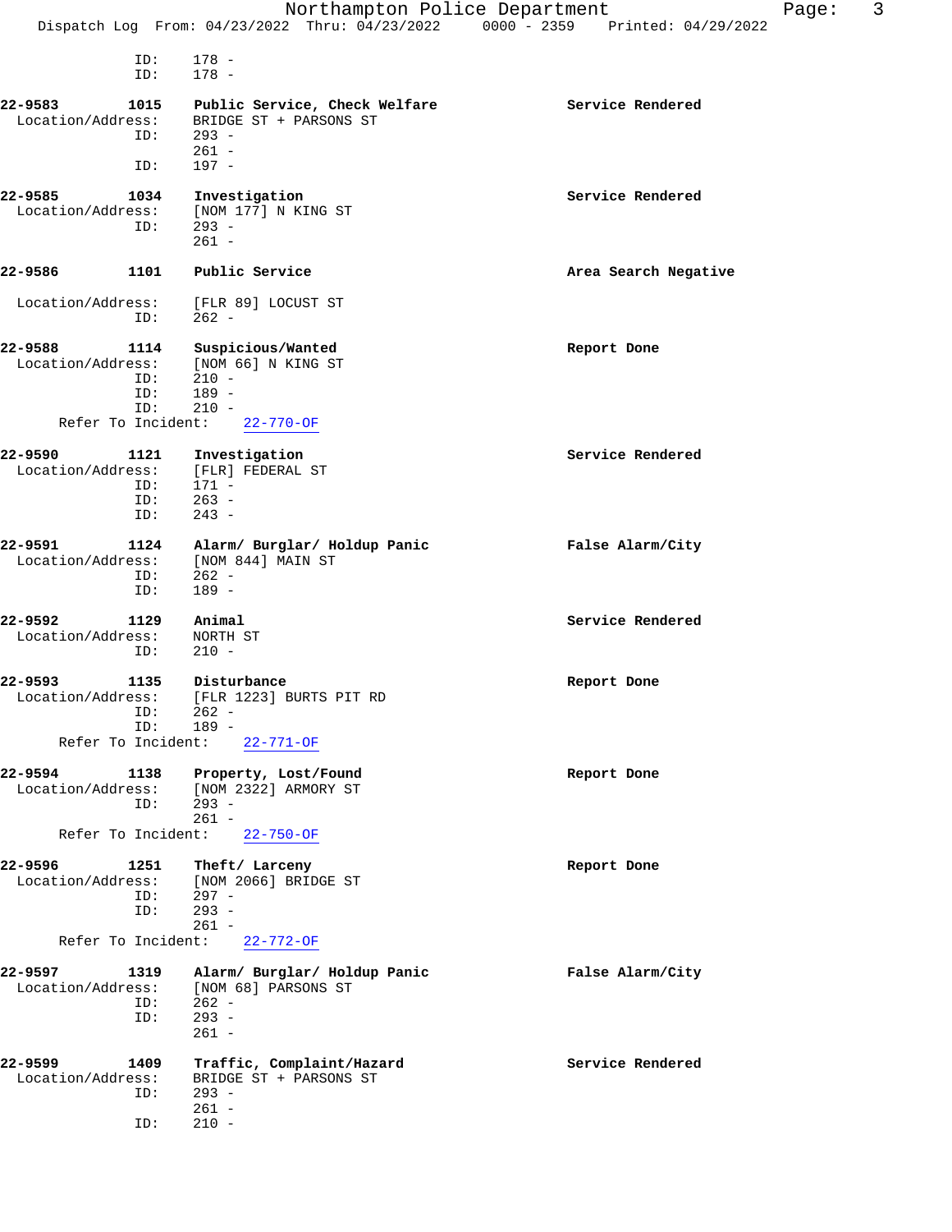ID: 178 -
ID: 178 -

**22-9583 1015 Public Service, Check Welfare** — **Service Rendered**
Location/Address: BRIDGE ST + PARSONS ST
ID: 293 -
261 -
ID: 197 -

**22-9585 1034 Investigation** — **Service Rendered**
Location/Address: [NOM 177] N KING ST
ID: 293 -
261 -

**22-9586 1101 Public Service** — **Area Search Negative**
Location/Address: [FLR 89] LOCUST ST
ID: 262 -

**22-9588 1114 Suspicious/Wanted** — **Report Done**
Location/Address: [NOM 66] N KING ST
ID: 210 -
ID: 189 -
ID: 210 -
Refer To Incident: 22-770-OF

**22-9590 1121 Investigation** — **Service Rendered**
Location/Address: [FLR] FEDERAL ST
ID: 171 -
ID: 263 -
ID: 243 -

**22-9591 1124 Alarm/ Burglar/ Holdup Panic** — **False Alarm/City**
Location/Address: [NOM 844] MAIN ST
ID: 262 -
ID: 189 -

**22-9592 1129 Animal** — **Service Rendered**
Location/Address: NORTH ST
ID: 210 -

**22-9593 1135 Disturbance** — **Report Done**
Location/Address: [FLR 1223] BURTS PIT RD
ID: 262 -
ID: 189 -
Refer To Incident: 22-771-OF

**22-9594 1138 Property, Lost/Found** — **Report Done**
Location/Address: [NOM 2322] ARMORY ST
ID: 293 -
261 -
Refer To Incident: 22-750-OF

**22-9596 1251 Theft/ Larceny** — **Report Done**
Location/Address: [NOM 2066] BRIDGE ST
ID: 297 -
ID: 293 -
261 -
Refer To Incident: 22-772-OF

**22-9597 1319 Alarm/ Burglar/ Holdup Panic** — **False Alarm/City**
Location/Address: [NOM 68] PARSONS ST
ID: 262 -
ID: 293 -
261 -

**22-9599 1409 Traffic, Complaint/Hazard** — **Service Rendered**
Location/Address: BRIDGE ST + PARSONS ST
ID: 293 -
261 -
ID: 210 -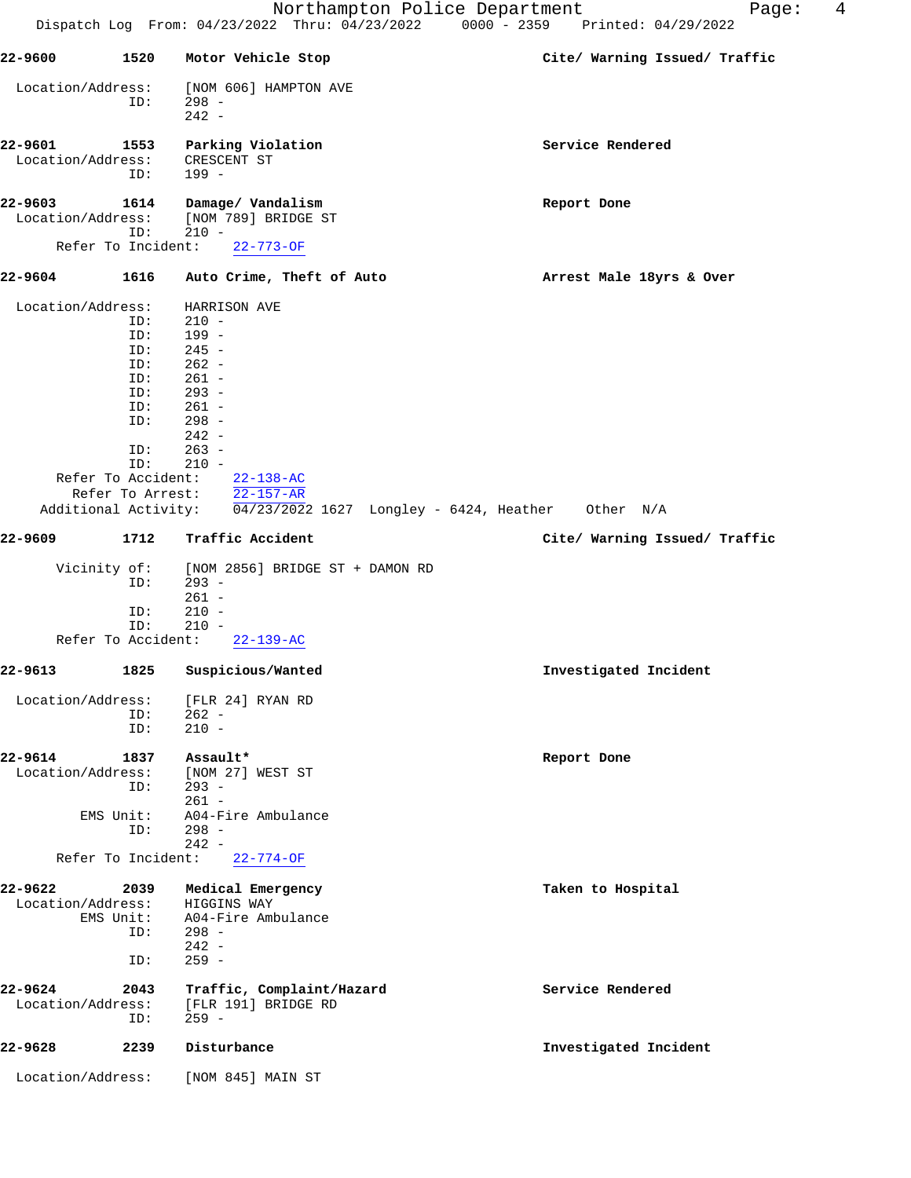| Call # | Time | Call Type | Disposition |
|---|---|---|---|
| 22-9600 | 1520 | Motor Vehicle Stop | Cite/ Warning Issued/ Traffic |

Location/Address: [NOM 606] HAMPTON AVE
ID: 298 -
242 -

| Call # | Time | Call Type | Disposition |
|---|---|---|---|
| 22-9601 | 1553 | Parking Violation | Service Rendered |

Location/Address: CRESCENT ST
ID: 199 -

| Call # | Time | Call Type | Disposition |
|---|---|---|---|
| 22-9603 | 1614 | Damage/ Vandalism | Report Done |

Location/Address: [NOM 789] BRIDGE ST
ID: 210 -
Refer To Incident: 22-773-OF

| Call # | Time | Call Type | Disposition |
|---|---|---|---|
| 22-9604 | 1616 | Auto Crime, Theft of Auto | Arrest Male 18yrs & Over |

Location/Address: HARRISON AVE
ID: 210 -
ID: 199 -
ID: 245 -
ID: 262 -
ID: 261 -
ID: 293 -
ID: 261 -
ID: 298 -
242 -
ID: 263 -
ID: 210 -
Refer To Accident: 22-138-AC
Refer To Arrest: 22-157-AR
Additional Activity: 04/23/2022 1627 Longley - 6424, Heather Other N/A

| Call # | Time | Call Type | Disposition |
|---|---|---|---|
| 22-9609 | 1712 | Traffic Accident | Cite/ Warning Issued/ Traffic |

Vicinity of: [NOM 2856] BRIDGE ST + DAMON RD
ID: 293 -
261 -
ID: 210 -
ID: 210 -
Refer To Accident: 22-139-AC

| Call # | Time | Call Type | Disposition |
|---|---|---|---|
| 22-9613 | 1825 | Suspicious/Wanted | Investigated Incident |

Location/Address: [FLR 24] RYAN RD
ID: 262 -
ID: 210 -

| Call # | Time | Call Type | Disposition |
|---|---|---|---|
| 22-9614 | 1837 | Assault* | Report Done |

Location/Address: [NOM 27] WEST ST
ID: 293 -
261 -
EMS Unit: A04-Fire Ambulance
ID: 298 -
242 -
Refer To Incident: 22-774-OF

| Call # | Time | Call Type | Disposition |
|---|---|---|---|
| 22-9622 | 2039 | Medical Emergency | Taken to Hospital |

Location/Address: HIGGINS WAY
EMS Unit: A04-Fire Ambulance
ID: 298 -
242 -
ID: 259 -

| Call # | Time | Call Type | Disposition |
|---|---|---|---|
| 22-9624 | 2043 | Traffic, Complaint/Hazard | Service Rendered |

Location/Address: [FLR 191] BRIDGE RD
ID: 259 -

| Call # | Time | Call Type | Disposition |
|---|---|---|---|
| 22-9628 | 2239 | Disturbance | Investigated Incident |

Location/Address: [NOM 845] MAIN ST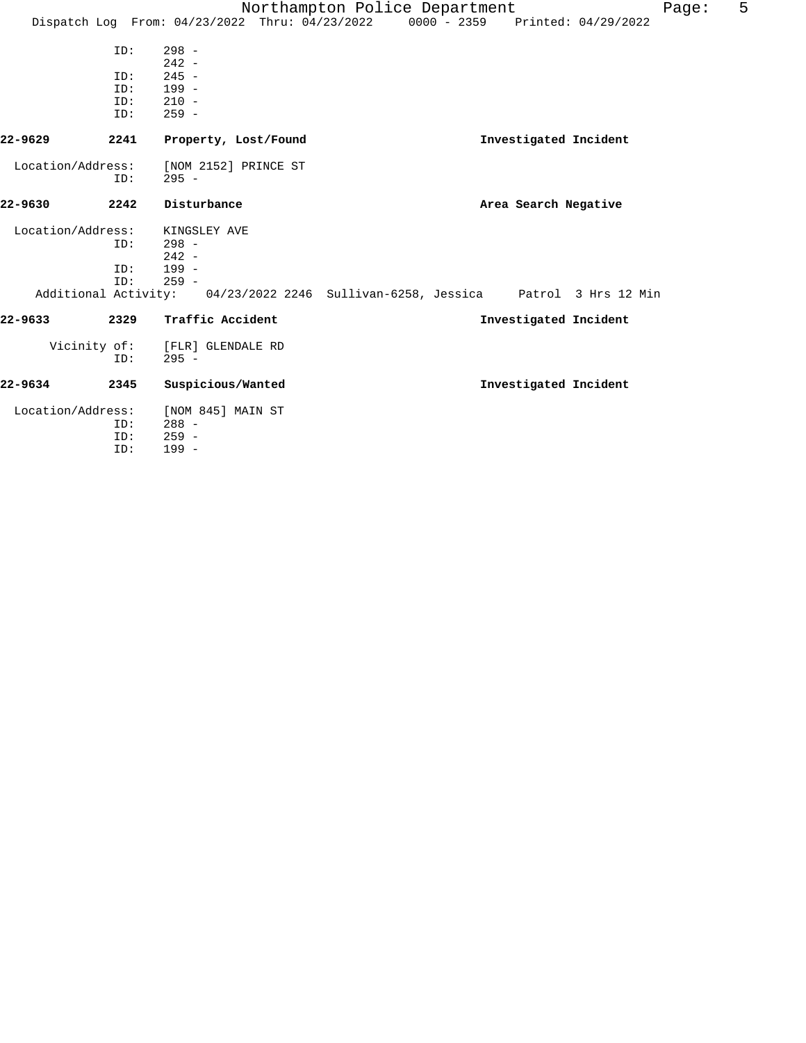ID: 298 -
 242 -
ID: 245 -
ID: 199 -
ID: 210 -
ID: 259 -

**22-9629 2241 Property, Lost/Found** **Investigated Incident**

Location/Address: [NOM 2152] PRINCE ST
ID: 295 -

**22-9630 2242 Disturbance** **Area Search Negative**

Location/Address: KINGSLEY AVE
ID: 298 -
 242 -
ID: 199 -
ID: 259 -
Additional Activity: 04/23/2022 2246 Sullivan-6258, Jessica Patrol 3 Hrs 12 Min

**22-9633 2329 Traffic Accident** **Investigated Incident**

Vicinity of: [FLR] GLENDALE RD
ID: 295 -

**22-9634 2345 Suspicious/Wanted** **Investigated Incident**

Location/Address: [NOM 845] MAIN ST
ID: 288 -
ID: 259 -
ID: 199 -